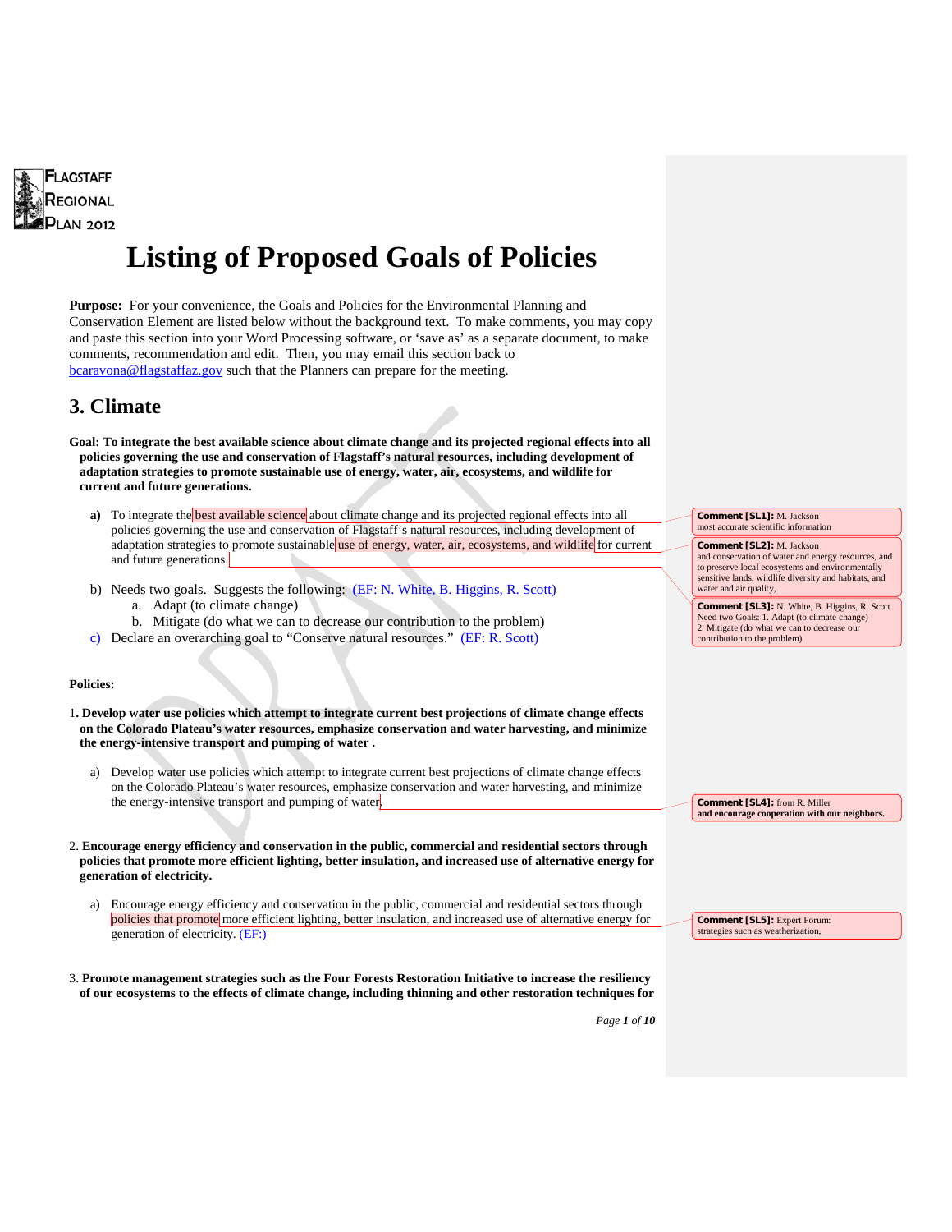FLAGSTAFF REGIONAL PLAN 2012

# Listing of Proposed Goals of Policies

**Purpose:** For your convenience, the Goals and Policies for the Environmental Planning and Conservation Element are listed below without the background text. To make comments, you may copy and paste this section into your Word Processing software, or 'save as' as a separate document, to make comments, recommendation and edit. Then, you may email this section back to bcaravona@flagstaffaz.gov such that the Planners can prepare for the meeting.

## 3. Climate

**Goal: To integrate the best available science about climate change and its projected regional effects into all policies governing the use and conservation of Flagstaff's natural resources, including development of adaptation strategies to promote sustainable use of energy, water, air, ecosystems, and wildlife for current and future generations.**

**a)** To integrate the best available science about climate change and its projected regional effects into all policies governing the use and conservation of Flagstaff's natural resources, including development of adaptation strategies to promote sustainable use of energy, water, air, ecosystems, and wildlife for current and future generations.

b) Needs two goals. Suggests the following: (EF: N. White, B. Higgins, R. Scott)
   a. Adapt (to climate change)
   b. Mitigate (do what we can to decrease our contribution to the problem)

c) Declare an overarching goal to "Conserve natural resources." (EF: R. Scott)

> Comment [SL1]: M. Jackson
> most accurate scientific information

> Comment [SL2]: M. Jackson
> and conservation of water and energy resources, and to preserve local ecosystems and environmentally sensitive lands, wildlife diversity and habitats, and water and air quality,

> Comment [SL3]: N. White, B. Higgins, R. Scott
> Need two Goals: 1. Adapt (to climate change) 2. Mitigate (do what we can to decrease our contribution to the problem)

**Policies:**

1**. Develop water use policies which attempt to integrate current best projections of climate change effects on the Colorado Plateau's water resources, emphasize conservation and water harvesting, and minimize the energy-intensive transport and pumping of water .**

a) Develop water use policies which attempt to integrate current best projections of climate change effects on the Colorado Plateau's water resources, emphasize conservation and water harvesting, and minimize the energy-intensive transport and pumping of water.

> Comment [SL4]: from R. Miller
> **and encourage cooperation with our neighbors.**

2. **Encourage energy efficiency and conservation in the public, commercial and residential sectors through policies that promote more efficient lighting, better insulation, and increased use of alternative energy for generation of electricity.**

a) Encourage energy efficiency and conservation in the public, commercial and residential sectors through policies that promote more efficient lighting, better insulation, and increased use of alternative energy for generation of electricity. (EF:)

> Comment [SL5]: Expert Forum:
> strategies such as weatherization,

3. **Promote management strategies such as the Four Forests Restoration Initiative to increase the resiliency of our ecosystems to the effects of climate change, including thinning and other restoration techniques for**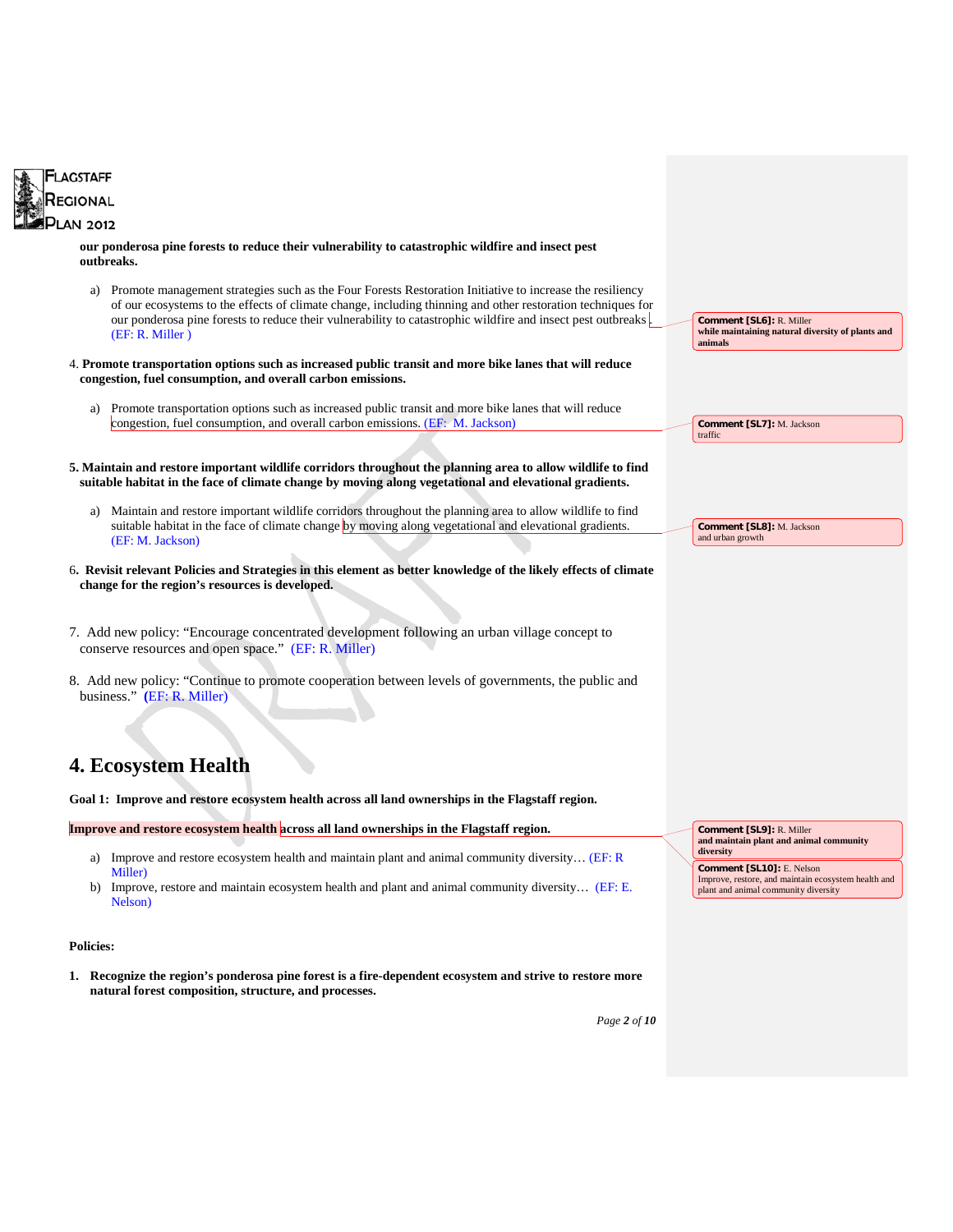**our ponderosa pine forests to reduce their vulnerability to catastrophic wildfire and insect pest outbreaks.**

a) Promote management strategies such as the Four Forests Restoration Initiative to increase the resiliency of our ecosystems to the effects of climate change, including thinning and other restoration techniques for our ponderosa pine forests to reduce their vulnerability to catastrophic wildfire and insect pest outbreaks. (EF: R. Miller )

> **Comment [SL6]:** R. Miller
> while maintaining natural diversity of plants and animals

4. **Promote transportation options such as increased public transit and more bike lanes that will reduce congestion, fuel consumption, and overall carbon emissions.**

a) Promote transportation options such as increased public transit and more bike lanes that will reduce congestion, fuel consumption, and overall carbon emissions. (EF: M. Jackson)

> **Comment [SL7]:** M. Jackson
> traffic

5. **Maintain and restore important wildlife corridors throughout the planning area to allow wildlife to find suitable habitat in the face of climate change by moving along vegetational and elevational gradients.**

a) Maintain and restore important wildlife corridors throughout the planning area to allow wildlife to find suitable habitat in the face of climate change by moving along vegetational and elevational gradients. (EF: M. Jackson)

> **Comment [SL8]:** M. Jackson
> and urban growth

6. **Revisit relevant Policies and Strategies in this element as better knowledge of the likely effects of climate change for the region's resources is developed.**

7. Add new policy: "Encourage concentrated development following an urban village concept to conserve resources and open space." (EF: R. Miller)

8. Add new policy: "Continue to promote cooperation between levels of governments, the public and business." (EF: R. Miller)

## 4. Ecosystem Health

**Goal 1: Improve and restore ecosystem health across all land ownerships in the Flagstaff region.**

**Improve and restore ecosystem health across all land ownerships in the Flagstaff region.**

> **Comment [SL9]:** R. Miller
> and maintain plant and animal community diversity

> **Comment [SL10]:** E. Nelson
> Improve, restore, and maintain ecosystem health and plant and animal community diversity

a) Improve and restore ecosystem health and maintain plant and animal community diversity… (EF: R Miller)
b) Improve, restore and maintain ecosystem health and plant and animal community diversity… (EF: E. Nelson)

**Policies:**

1. **Recognize the region's ponderosa pine forest is a fire-dependent ecosystem and strive to restore more natural forest composition, structure, and processes.**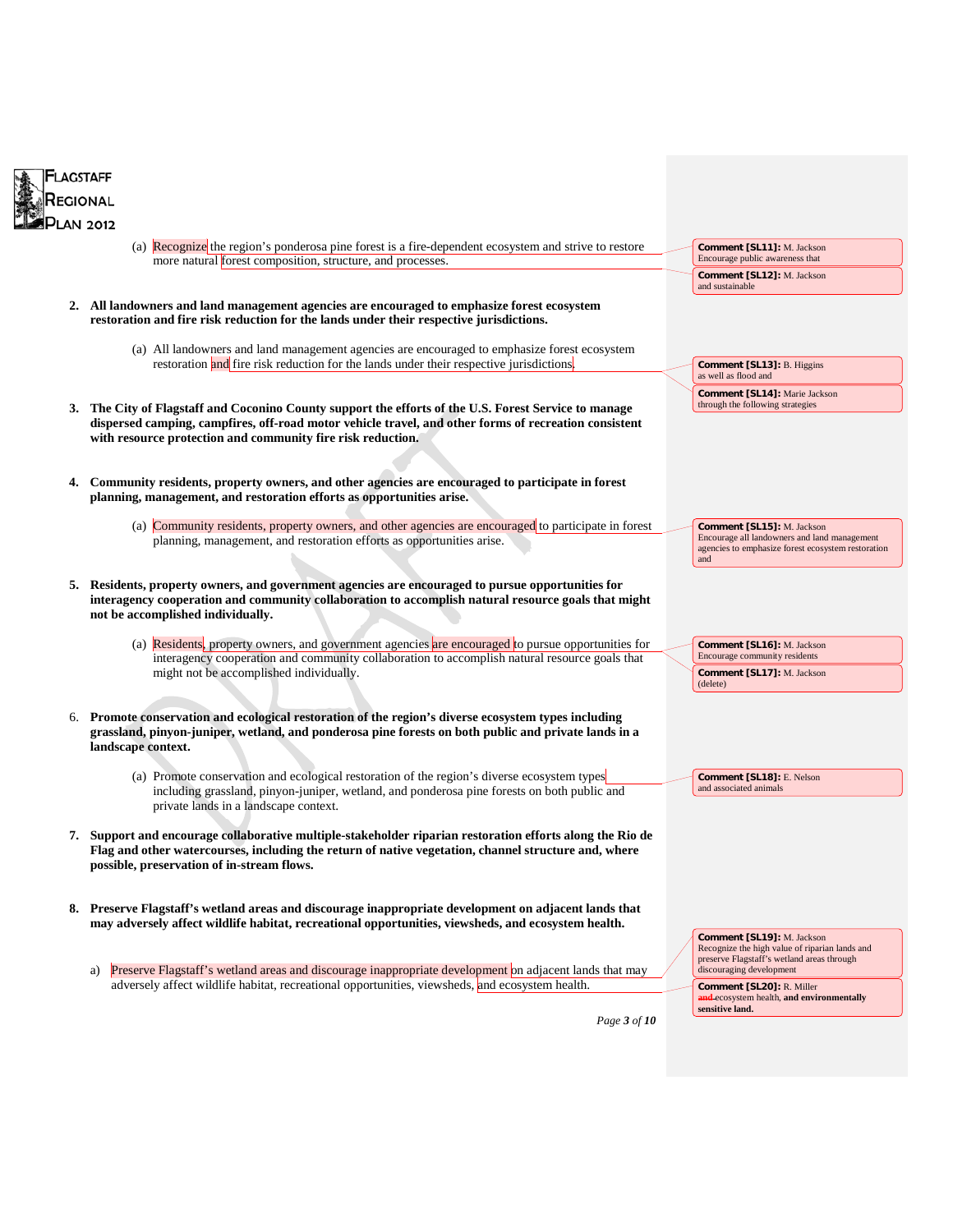(a) Recognize the region's ponderosa pine forest is a fire-dependent ecosystem and strive to restore more natural forest composition, structure, and processes.

**Comment [SL11]:** M. Jackson
Encourage public awareness that

**Comment [SL12]:** M. Jackson
and sustainable

2. **All landowners and land management agencies are encouraged to emphasize forest ecosystem restoration and fire risk reduction for the lands under their respective jurisdictions.**

(a) All landowners and land management agencies are encouraged to emphasize forest ecosystem restoration and fire risk reduction for the lands under their respective jurisdictions.

**Comment [SL13]:** B. Higgins
as well as flood and

**Comment [SL14]:** Marie Jackson
through the following strategies

3. **The City of Flagstaff and Coconino County support the efforts of the U.S. Forest Service to manage dispersed camping, campfires, off-road motor vehicle travel, and other forms of recreation consistent with resource protection and community fire risk reduction.**

4. **Community residents, property owners, and other agencies are encouraged to participate in forest planning, management, and restoration efforts as opportunities arise.**

(a) Community residents, property owners, and other agencies are encouraged to participate in forest planning, management, and restoration efforts as opportunities arise.

**Comment [SL15]:** M. Jackson
Encourage all landowners and land management agencies to emphasize forest ecosystem restoration and

5. **Residents, property owners, and government agencies are encouraged to pursue opportunities for interagency cooperation and community collaboration to accomplish natural resource goals that might not be accomplished individually.**

(a) Residents, property owners, and government agencies are encouraged to pursue opportunities for interagency cooperation and community collaboration to accomplish natural resource goals that might not be accomplished individually.

**Comment [SL16]:** M. Jackson
Encourage community residents

**Comment [SL17]:** M. Jackson
(delete)

6. **Promote conservation and ecological restoration of the region's diverse ecosystem types including grassland, pinyon-juniper, wetland, and ponderosa pine forests on both public and private lands in a landscape context.**

(a) Promote conservation and ecological restoration of the region's diverse ecosystem types including grassland, pinyon-juniper, wetland, and ponderosa pine forests on both public and private lands in a landscape context.

**Comment [SL18]:** E. Nelson
and associated animals

7. **Support and encourage collaborative multiple-stakeholder riparian restoration efforts along the Rio de Flag and other watercourses, including the return of native vegetation, channel structure and, where possible, preservation of in-stream flows.**

8. **Preserve Flagstaff's wetland areas and discourage inappropriate development on adjacent lands that may adversely affect wildlife habitat, recreational opportunities, viewsheds, and ecosystem health.**

a) Preserve Flagstaff's wetland areas and discourage inappropriate development on adjacent lands that may adversely affect wildlife habitat, recreational opportunities, viewsheds, and ecosystem health.

**Comment [SL19]:** M. Jackson
Recognize the high value of riparian lands and preserve Flagstaff's wetland areas through discouraging development

**Comment [SL20]:** R. Miller
~~and~~ ecosystem health, **and environmentally sensitive land.**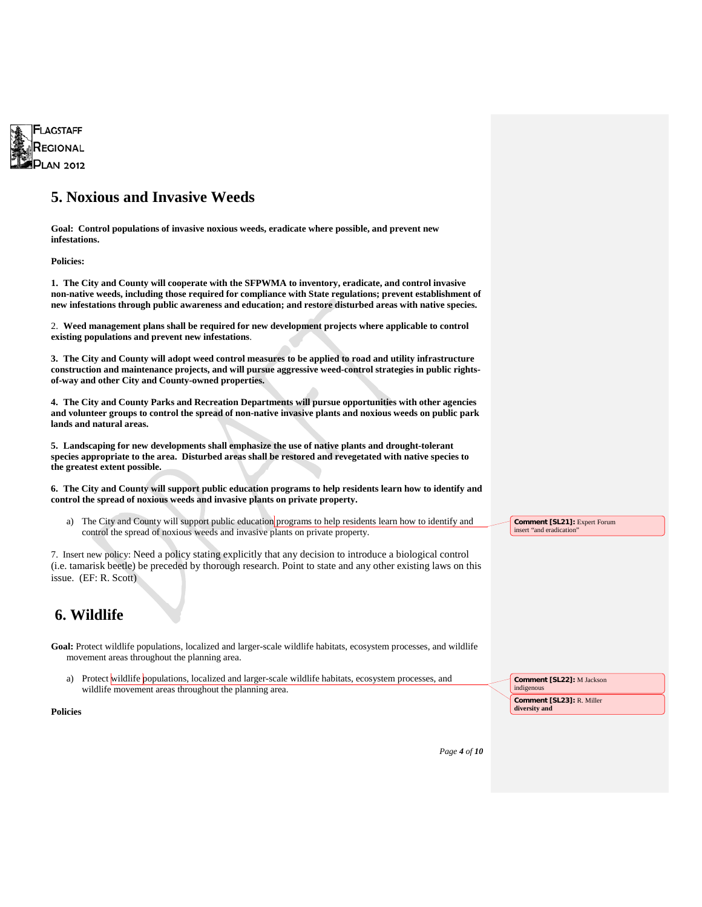# 5. Noxious and Invasive Weeds

**Goal: Control populations of invasive noxious weeds, eradicate where possible, and prevent new infestations.**

**Policies:**

**1. The City and County will cooperate with the SFPWMA to inventory, eradicate, and control invasive non-native weeds, including those required for compliance with State regulations; prevent establishment of new infestations through public awareness and education; and restore disturbed areas with native species.**

2. **Weed management plans shall be required for new development projects where applicable to control existing populations and prevent new infestations**.

**3. The City and County will adopt weed control measures to be applied to road and utility infrastructure construction and maintenance projects, and will pursue aggressive weed-control strategies in public rights-of-way and other City and County-owned properties.**

**4. The City and County Parks and Recreation Departments will pursue opportunities with other agencies and volunteer groups to control the spread of non-native invasive plants and noxious weeds on public park lands and natural areas.**

**5. Landscaping for new developments shall emphasize the use of native plants and drought-tolerant species appropriate to the area. Disturbed areas shall be restored and revegetated with native species to the greatest extent possible.**

**6. The City and County will support public education programs to help residents learn how to identify and control the spread of noxious weeds and invasive plants on private property.**

a) The City and County will support public education programs to help residents learn how to identify and control the spread of noxious weeds and invasive plants on private property.

> **Comment [SL21]:** Expert Forum insert "and eradication"

7. Insert new policy: Need a policy stating explicitly that any decision to introduce a biological control (i.e. tamarisk beetle) be preceded by thorough research. Point to state and any other existing laws on this issue. (EF: R. Scott)

# 6. Wildlife

**Goal:** Protect wildlife populations, localized and larger-scale wildlife habitats, ecosystem processes, and wildlife movement areas throughout the planning area.

a) Protect wildlife populations, localized and larger-scale wildlife habitats, ecosystem processes, and wildlife movement areas throughout the planning area.

> **Comment [SL22]:** M Jackson indigenous

> **Comment [SL23]:** R. Miller **diversity and**

**Policies**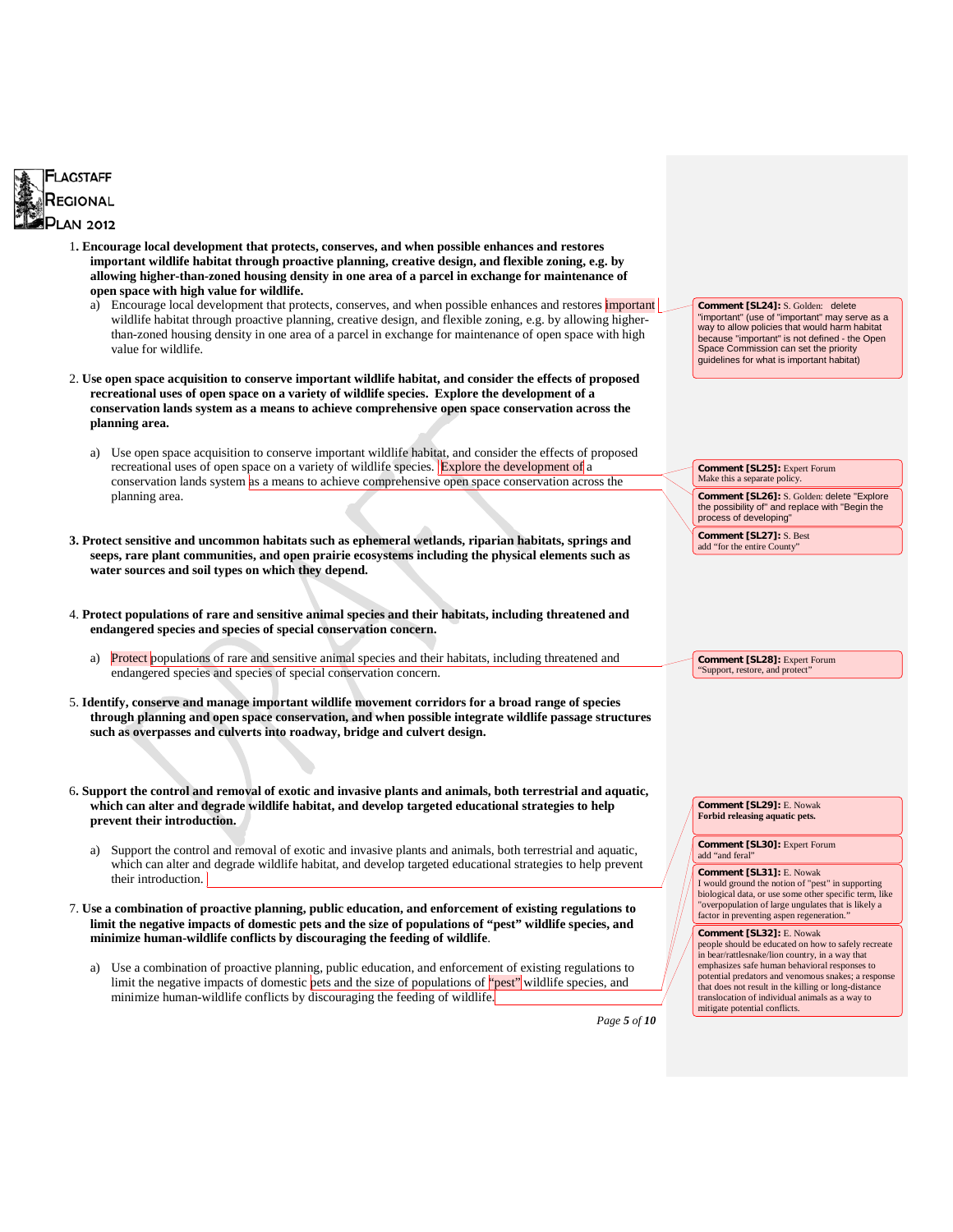1. **Encourage local development that protects, conserves, and when possible enhances and restores important wildlife habitat through proactive planning, creative design, and flexible zoning, e.g. by allowing higher-than-zoned housing density in one area of a parcel in exchange for maintenance of open space with high value for wildlife.**

   a) Encourage local development that protects, conserves, and when possible enhances and restores important wildlife habitat through proactive planning, creative design, and flexible zoning, e.g. by allowing higher-than-zoned housing density in one area of a parcel in exchange for maintenance of open space with high value for wildlife.

2. **Use open space acquisition to conserve important wildlife habitat, and consider the effects of proposed recreational uses of open space on a variety of wildlife species. Explore the development of a conservation lands system as a means to achieve comprehensive open space conservation across the planning area.**

   a) Use open space acquisition to conserve important wildlife habitat, and consider the effects of proposed recreational uses of open space on a variety of wildlife species. Explore the development of a conservation lands system as a means to achieve comprehensive open space conservation across the planning area.

3. **Protect sensitive and uncommon habitats such as ephemeral wetlands, riparian habitats, springs and seeps, rare plant communities, and open prairie ecosystems including the physical elements such as water sources and soil types on which they depend.**

4. **Protect populations of rare and sensitive animal species and their habitats, including threatened and endangered species and species of special conservation concern.**

   a) Protect populations of rare and sensitive animal species and their habitats, including threatened and endangered species and species of special conservation concern.

5. **Identify, conserve and manage important wildlife movement corridors for a broad range of species through planning and open space conservation, and when possible integrate wildlife passage structures such as overpasses and culverts into roadway, bridge and culvert design.**

6. **Support the control and removal of exotic and invasive plants and animals, both terrestrial and aquatic, which can alter and degrade wildlife habitat, and develop targeted educational strategies to help prevent their introduction.**

   a) Support the control and removal of exotic and invasive plants and animals, both terrestrial and aquatic, which can alter and degrade wildlife habitat, and develop targeted educational strategies to help prevent their introduction.

7. **Use a combination of proactive planning, public education, and enforcement of existing regulations to limit the negative impacts of domestic pets and the size of populations of "pest" wildlife species, and minimize human-wildlife conflicts by discouraging the feeding of wildlife**.

   a) Use a combination of proactive planning, public education, and enforcement of existing regulations to limit the negative impacts of domestic pets and the size of populations of "pest" wildlife species, and minimize human-wildlife conflicts by discouraging the feeding of wildlife.

---

**Comment [SL24]:** S. Golden: delete "important" (use of "important" may serve as a way to allow policies that would harm habitat because "important" is not defined - the Open Space Commission can set the priority guidelines for what is important habitat)

**Comment [SL25]:** Expert Forum
Make this a separate policy.

**Comment [SL26]:** S. Golden: delete "Explore the possibility of" and replace with "Begin the process of developing"

**Comment [SL27]:** S. Best
add "for the entire County"

**Comment [SL28]:** Expert Forum
"Support, restore, and protect"

**Comment [SL29]:** E. Nowak
**Forbid releasing aquatic pets.**

**Comment [SL30]:** Expert Forum
add "and feral"

**Comment [SL31]:** E. Nowak
I would ground the notion of "pest" in supporting biological data, or use some other specific term, like "overpopulation of large ungulates that is likely a factor in preventing aspen regeneration."

**Comment [SL32]:** E. Nowak
people should be educated on how to safely recreate in bear/rattlesnake/lion country, in a way that emphasizes safe human behavioral responses to potential predators and venomous snakes; a response that does not result in the killing or long-distance translocation of individual animals as a way to mitigate potential conflicts.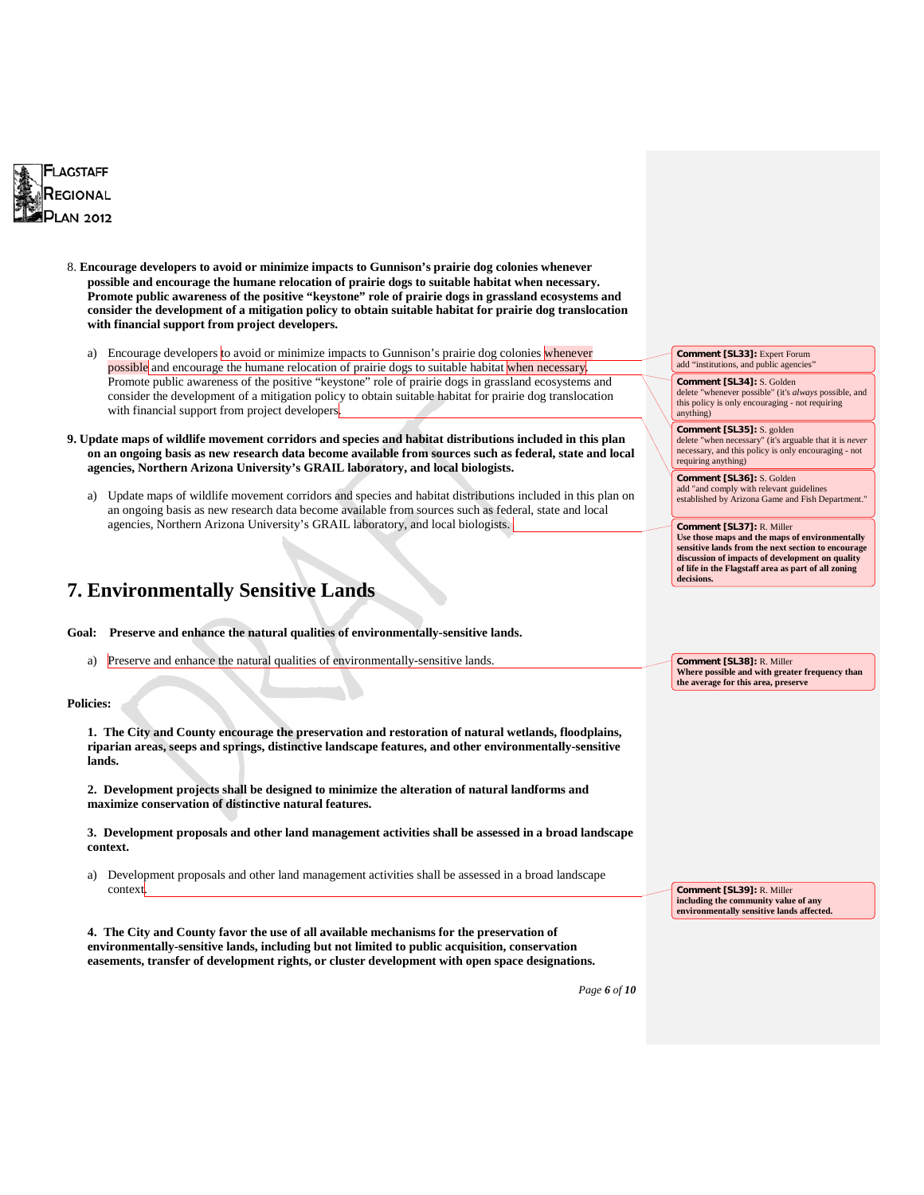8. **Encourage developers to avoid or minimize impacts to Gunnison's prairie dog colonies whenever possible and encourage the humane relocation of prairie dogs to suitable habitat when necessary. Promote public awareness of the positive "keystone" role of prairie dogs in grassland ecosystems and consider the development of a mitigation policy to obtain suitable habitat for prairie dog translocation with financial support from project developers.**

   a) Encourage developers to avoid or minimize impacts to Gunnison's prairie dog colonies whenever possible and encourage the humane relocation of prairie dogs to suitable habitat when necessary. Promote public awareness of the positive "keystone" role of prairie dogs in grassland ecosystems and consider the development of a mitigation policy to obtain suitable habitat for prairie dog translocation with financial support from project developers.

9. **Update maps of wildlife movement corridors and species and habitat distributions included in this plan on an ongoing basis as new research data become available from sources such as federal, state and local agencies, Northern Arizona University's GRAIL laboratory, and local biologists.**

   a) Update maps of wildlife movement corridors and species and habitat distributions included in this plan on an ongoing basis as new research data become available from sources such as federal, state and local agencies, Northern Arizona University's GRAIL laboratory, and local biologists.

> **Comment [SL33]:** Expert Forum
> add "institutions, and public agencies"

> **Comment [SL34]:** S. Golden
> delete "whenever possible" (it's *always* possible, and this policy is only encouraging - not requiring anything)

> **Comment [SL35]:** S. golden
> delete "when necessary" (it's arguable that it is *never* necessary, and this policy is only encouraging - not requiring anything)

> **Comment [SL36]:** S. Golden
> add "and comply with relevant guidelines established by Arizona Game and Fish Department."

> **Comment [SL37]:** R. Miller
> **Use those maps and the maps of environmentally sensitive lands from the next section to encourage discussion of impacts of development on quality of life in the Flagstaff area as part of all zoning decisions.**

# 7. Environmentally Sensitive Lands

**Goal: Preserve and enhance the natural qualities of environmentally-sensitive lands.**

a) Preserve and enhance the natural qualities of environmentally-sensitive lands.

> **Comment [SL38]:** R. Miller
> **Where possible and with greater frequency than the average for this area, preserve**

**Policies:**

1. **The City and County encourage the preservation and restoration of natural wetlands, floodplains, riparian areas, seeps and springs, distinctive landscape features, and other environmentally-sensitive lands.**

2. **Development projects shall be designed to minimize the alteration of natural landforms and maximize conservation of distinctive natural features.**

3. **Development proposals and other land management activities shall be assessed in a broad landscape context.**

   a) Development proposals and other land management activities shall be assessed in a broad landscape context.

> **Comment [SL39]:** R. Miller
> **including the community value of any environmentally sensitive lands affected.**

4. **The City and County favor the use of all available mechanisms for the preservation of environmentally-sensitive lands, including but not limited to public acquisition, conservation easements, transfer of development rights, or cluster development with open space designations.**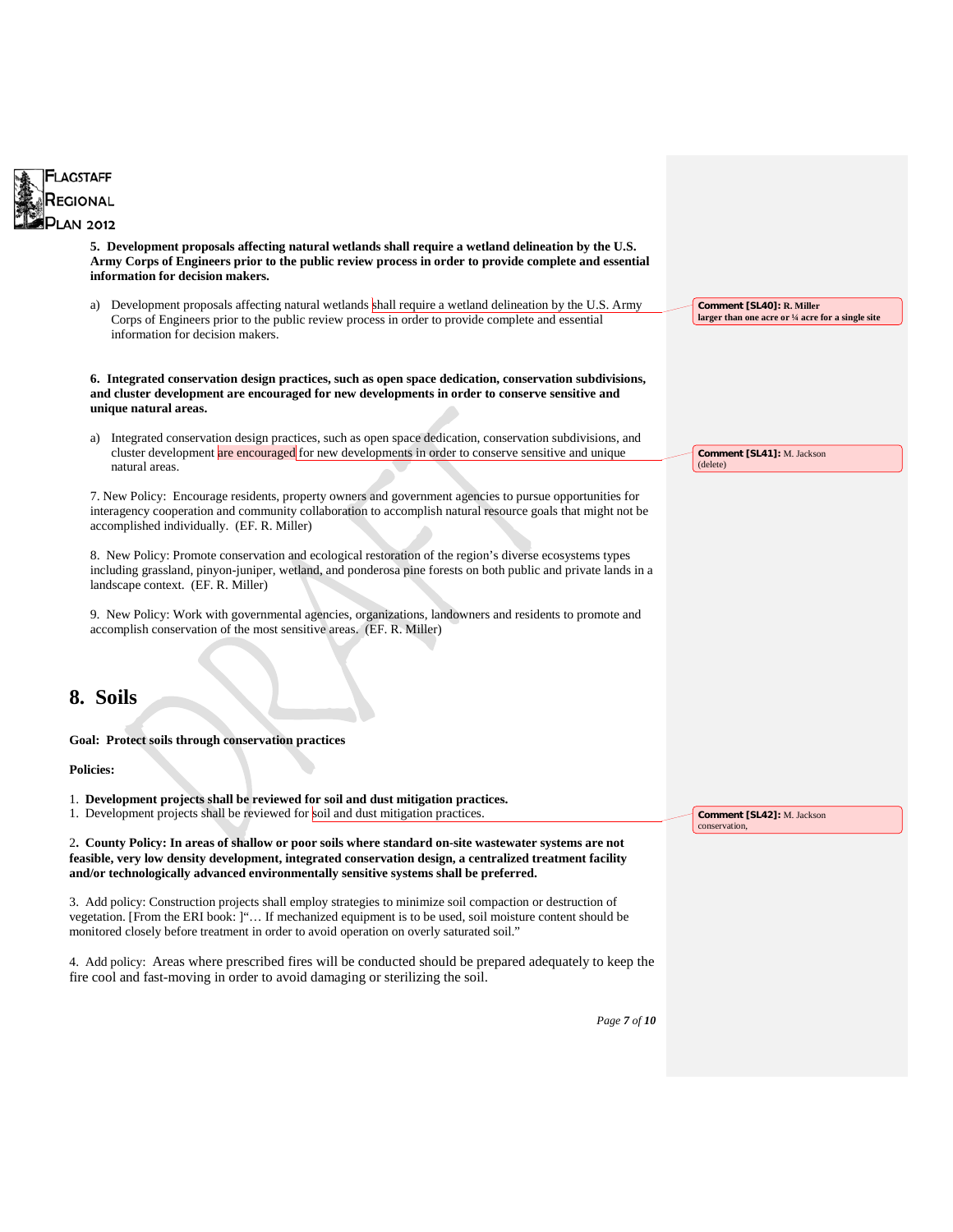**5. Development proposals affecting natural wetlands shall require a wetland delineation by the U.S. Army Corps of Engineers prior to the public review process in order to provide complete and essential information for decision makers.**

a) Development proposals affecting natural wetlands shall require a wetland delineation by the U.S. Army Corps of Engineers prior to the public review process in order to provide complete and essential information for decision makers.

> **Comment [SL40]: R. Miller** **larger than one acre or ¼ acre for a single site**

**6. Integrated conservation design practices, such as open space dedication, conservation subdivisions, and cluster development are encouraged for new developments in order to conserve sensitive and unique natural areas.**

a) Integrated conservation design practices, such as open space dedication, conservation subdivisions, and cluster development are encouraged for new developments in order to conserve sensitive and unique natural areas.

> **Comment [SL41]:** M. Jackson (delete)

7. New Policy: Encourage residents, property owners and government agencies to pursue opportunities for interagency cooperation and community collaboration to accomplish natural resource goals that might not be accomplished individually. (EF. R. Miller)

8. New Policy: Promote conservation and ecological restoration of the region's diverse ecosystems types including grassland, pinyon-juniper, wetland, and ponderosa pine forests on both public and private lands in a landscape context. (EF. R. Miller)

9. New Policy: Work with governmental agencies, organizations, landowners and residents to promote and accomplish conservation of the most sensitive areas. (EF. R. Miller)

# 8. Soils

**Goal: Protect soils through conservation practices**

**Policies:**

1. **Development projects shall be reviewed for soil and dust mitigation practices.**
1. Development projects shall be reviewed for soil and dust mitigation practices.

> **Comment [SL42]:** M. Jackson conservation,

2**. County Policy: In areas of shallow or poor soils where standard on-site wastewater systems are not feasible, very low density development, integrated conservation design, a centralized treatment facility and/or technologically advanced environmentally sensitive systems shall be preferred.**

3. Add policy: Construction projects shall employ strategies to minimize soil compaction or destruction of vegetation. [From the ERI book: ]"… If mechanized equipment is to be used, soil moisture content should be monitored closely before treatment in order to avoid operation on overly saturated soil."

4. Add policy: Areas where prescribed fires will be conducted should be prepared adequately to keep the fire cool and fast-moving in order to avoid damaging or sterilizing the soil.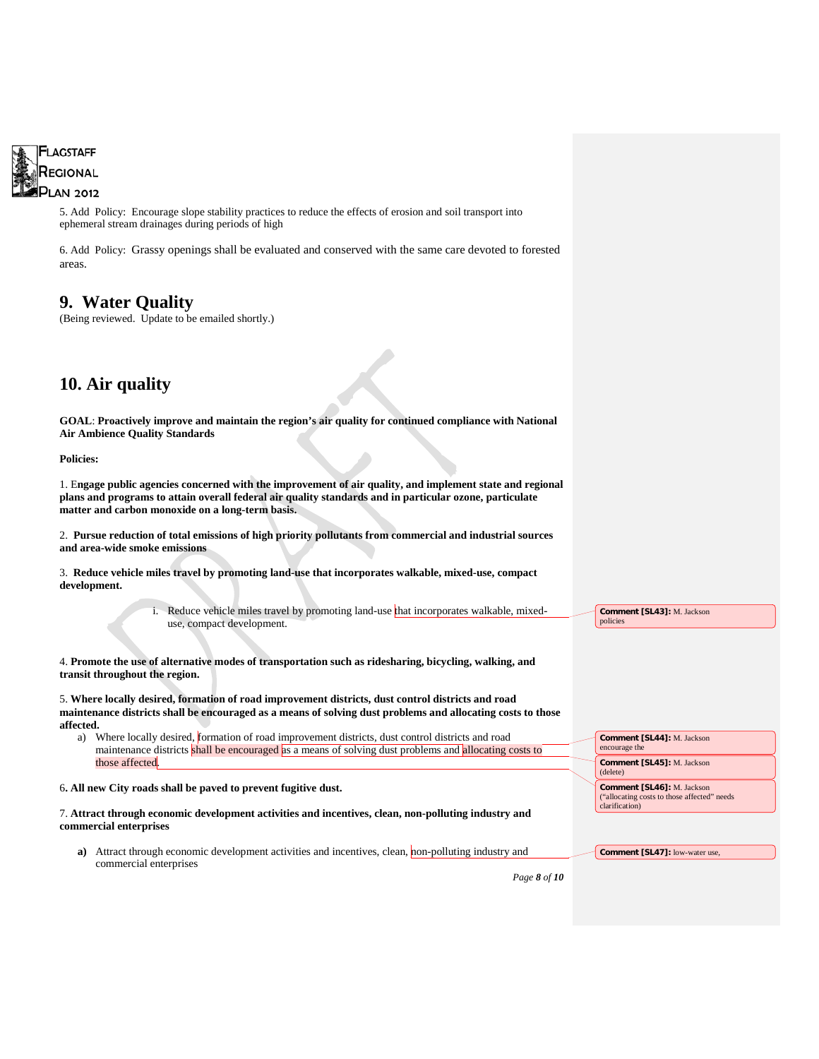5. Add Policy: Encourage slope stability practices to reduce the effects of erosion and soil transport into ephemeral stream drainages during periods of high

6. Add Policy: Grassy openings shall be evaluated and conserved with the same care devoted to forested areas.

## 9. Water Quality

(Being reviewed. Update to be emailed shortly.)

## 10. Air quality

**GOAL**: **Proactively improve and maintain the region's air quality for continued compliance with National Air Ambience Quality Standards**

**Policies:**

1. E**ngage public agencies concerned with the improvement of air quality, and implement state and regional plans and programs to attain overall federal air quality standards and in particular ozone, particulate matter and carbon monoxide on a long-term basis.**

2. **Pursue reduction of total emissions of high priority pollutants from commercial and industrial sources and area-wide smoke emissions**

3. **Reduce vehicle miles travel by promoting land-use that incorporates walkable, mixed-use, compact development.**

   i. Reduce vehicle miles travel by promoting land-use that incorporates walkable, mixed-use, compact development.

4. **Promote the use of alternative modes of transportation such as ridesharing, bicycling, walking, and transit throughout the region.**

5. **Where locally desired, formation of road improvement districts, dust control districts and road maintenance districts shall be encouraged as a means of solving dust problems and allocating costs to those affected.**

   a) Where locally desired, formation of road improvement districts, dust control districts and road maintenance districts shall be encouraged as a means of solving dust problems and allocating costs to those affected.

6**. All new City roads shall be paved to prevent fugitive dust.**

7. **Attract through economic development activities and incentives, clean, non-polluting industry and commercial enterprises**

   **a)** Attract through economic development activities and incentives, clean, non-polluting industry and commercial enterprises

**Comment [SL43]:** M. Jackson policies

**Comment [SL44]:** M. Jackson encourage the

**Comment [SL45]:** M. Jackson (delete)

**Comment [SL46]:** M. Jackson ("allocating costs to those affected" needs clarification)

**Comment [SL47]:** low-water use,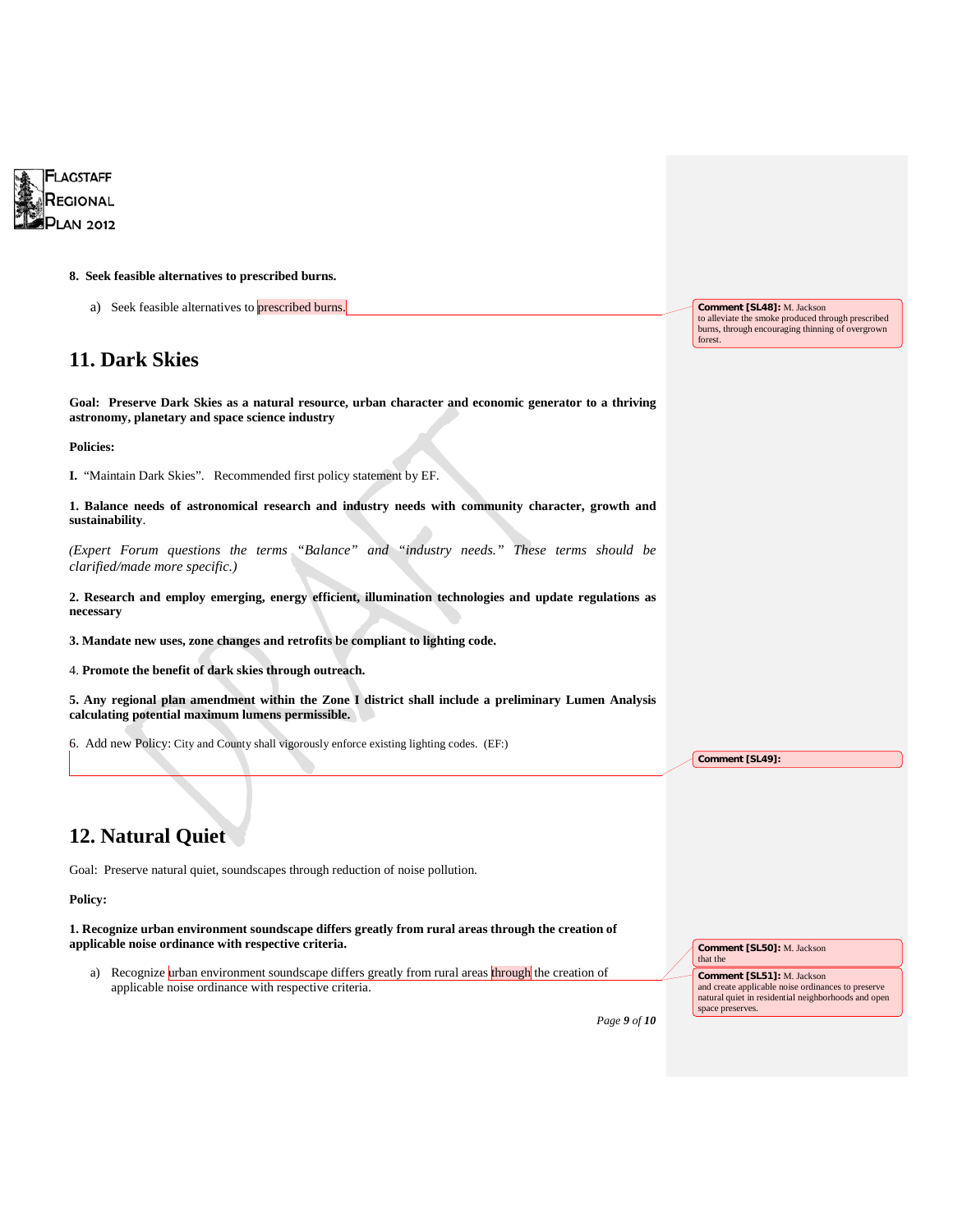**8. Seek feasible alternatives to prescribed burns.**

a) Seek feasible alternatives to prescribed burns.

> **Comment [SL48]:** M. Jackson
> to alleviate the smoke produced through prescribed burns, through encouraging thinning of overgrown forest.

## 11. Dark Skies

**Goal: Preserve Dark Skies as a natural resource, urban character and economic generator to a thriving astronomy, planetary and space science industry**

**Policies:**

**I.** "Maintain Dark Skies". Recommended first policy statement by EF.

**1. Balance needs of astronomical research and industry needs with community character, growth and sustainability**.

*(Expert Forum questions the terms "Balance" and "industry needs." These terms should be clarified/made more specific.)*

**2. Research and employ emerging, energy efficient, illumination technologies and update regulations as necessary**

**3. Mandate new uses, zone changes and retrofits be compliant to lighting code.**

4. **Promote the benefit of dark skies through outreach.**

**5. Any regional plan amendment within the Zone I district shall include a preliminary Lumen Analysis calculating potential maximum lumens permissible.**

6. Add new Policy: City and County shall vigorously enforce existing lighting codes. (EF:)

> **Comment [SL49]:**

## 12. Natural Quiet

Goal: Preserve natural quiet, soundscapes through reduction of noise pollution.

**Policy:**

**1. Recognize urban environment soundscape differs greatly from rural areas through the creation of applicable noise ordinance with respective criteria.**

a) Recognize urban environment soundscape differs greatly from rural areas through the creation of applicable noise ordinance with respective criteria.

> **Comment [SL50]:** M. Jackson
> that the

> **Comment [SL51]:** M. Jackson
> and create applicable noise ordinances to preserve natural quiet in residential neighborhoods and open space preserves.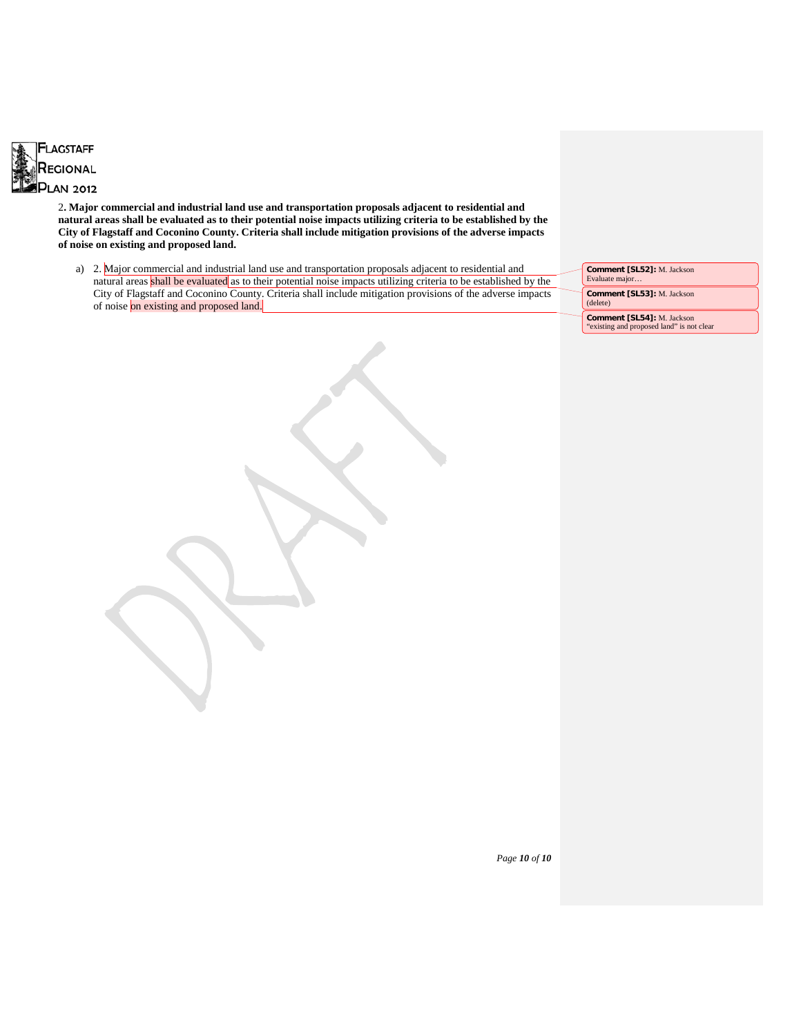**2. Major commercial and industrial land use and transportation proposals adjacent to residential and natural areas shall be evaluated as to their potential noise impacts utilizing criteria to be established by the City of Flagstaff and Coconino County. Criteria shall include mitigation provisions of the adverse impacts of noise on existing and proposed land.**

a) 2. Major commercial and industrial land use and transportation proposals adjacent to residential and natural areas shall be evaluated as to their potential noise impacts utilizing criteria to be established by the City of Flagstaff and Coconino County. Criteria shall include mitigation provisions of the adverse impacts of noise on existing and proposed land.

**Comment [SL52]:** M. Jackson
Evaluate major…

**Comment [SL53]:** M. Jackson
(delete)

**Comment [SL54]:** M. Jackson
"existing and proposed land" is not clear